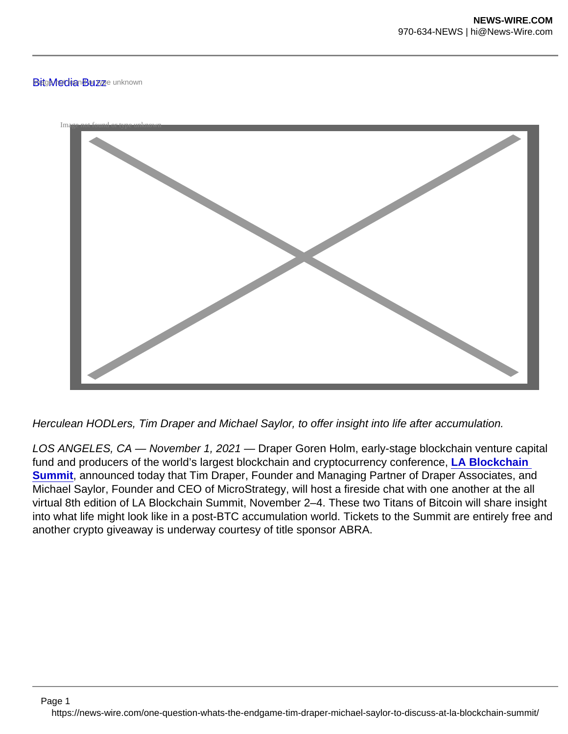Bit Media Buzz

*Herculean HODLers, Tim Draper and Michael Saylor, to offer insight into life after accumulation.*

*LOS ANGELES, CA — November 1, 2021* — Draper Goren Holm, early-stage blockchain venture capital fund and producers of the world's largest blockchain and cryptocurrency conference, **LA Blockchain Summit**, announced today that Tim Draper, Founder and Managing Partner of Draper Associates, and Michael Saylor, Founder and CEO of MicroStrategy, will host a fireside chat with one another at the all virtual 8th edition of LA Blockchain Summit, November 2–4. These two Titans of Bitcoin will share insight into what life might look like in a post-BTC accumulation world. Tickets to the Summit are entirely free and another crypto giveaway is underway courtesy of title sponsor ABRA.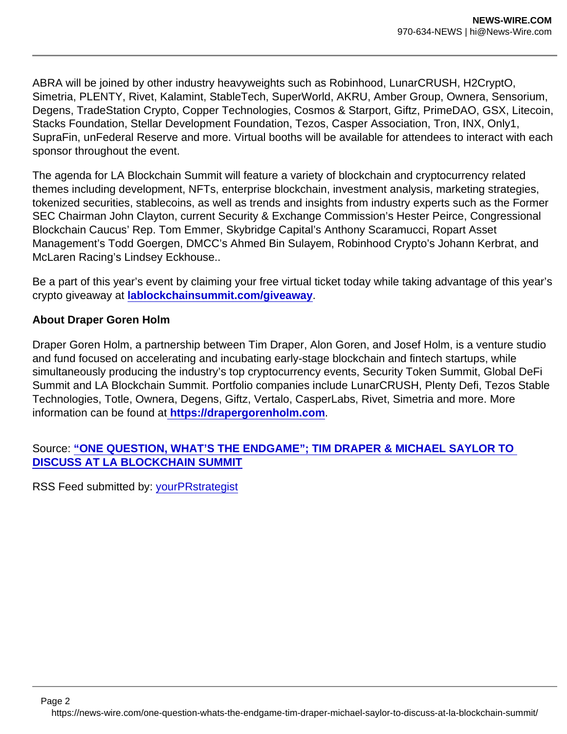ABRA will be joined by other industry heavyweights such as Robinhood, LunarCRUSH, H2CryptO, Simetria, PLENTY, Rivet, Kalamint, StableTech, SuperWorld, AKRU, Amber Group, Ownera, Sensorium, Degens, TradeStation Crypto, Copper Technologies, Cosmos & Starport, Giftz, PrimeDAO, GSX, Litecoin, Stacks Foundation, Stellar Development Foundation, Tezos, Casper Association, Tron, INX, Only1, SupraFin, unFederal Reserve and more. Virtual booths will be available for attendees to interact with each sponsor throughout the event.

The agenda for LA Blockchain Summit will feature a variety of blockchain and cryptocurrency related themes including development, NFTs, enterprise blockchain, investment analysis, marketing strategies, tokenized securities, stablecoins, as well as trends and insights from industry experts such as the Former SEC Chairman John Clayton, current Security & Exchange Commission's Hester Peirce, Congressional Blockchain Caucus' Rep. Tom Emmer, Skybridge Capital's Anthony Scaramucci, Ropart Asset Management's Todd Goergen, DMCC's Ahmed Bin Sulayem, Robinhood Crypto's Johann Kerbrat, and McLaren Racing's Lindsey Eckhouse..

Be a part of this year's event by claiming your free virtual ticket today while taking advantage of this year's crypto giveaway at **lablockchainsummit.com/giveaway**.

**About Draper Goren Holm**

Draper Goren Holm, a partnership between Tim Draper, Alon Goren, and Josef Holm, is a venture studio and fund focused on accelerating and incubating early-stage blockchain and fintech startups, while simultaneously producing the industry's top cryptocurrency events, Security Token Summit, Global DeFi Summit and LA Blockchain Summit. Portfolio companies include LunarCRUSH, Plenty Defi, Tezos Stable Technologies, Totle, Ownera, Degens, Giftz, Vertalo, CasperLabs, Rivet, Simetria and more. More information can be found at **https://drapergorenholm.com**.

Source: **"ONE QUESTION, WHAT'S THE ENDGAME"; TIM DRAPER & MICHAEL SAYLOR TO DISCUSS AT LA BLOCKCHAIN SUMMIT**

RSS Feed submitted by: yourPRstrategist